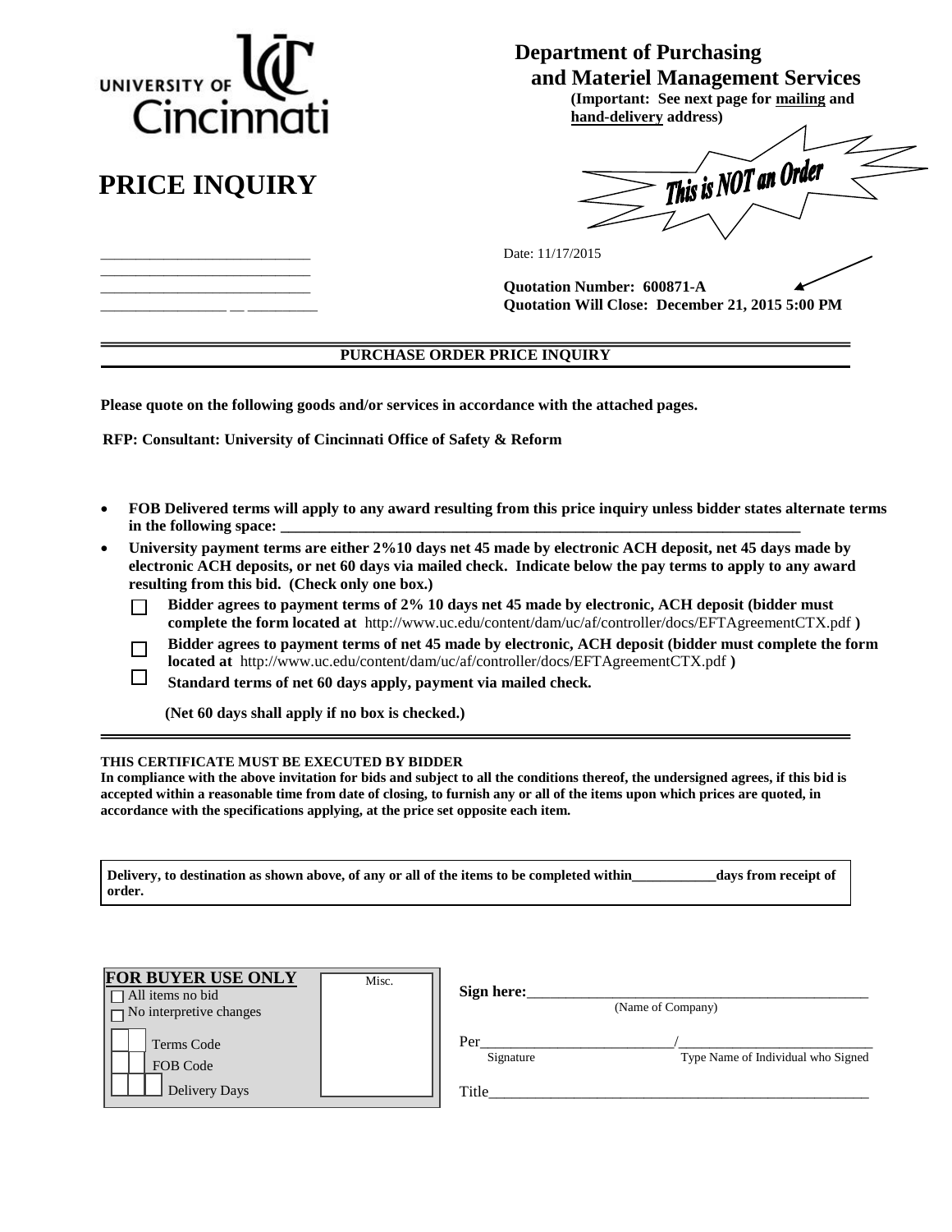UNIVERSITY OF Cincinnati

**Department of Purchasing and Materiel Management Services**

**(Important: See next page for mailing and hand-delivery address)**

# PRICE INQUIRY

This is NOT an Order

_____________________________
_____________________________
_____________________________
_________________ __ _________

Date: 11/17/2015

**Quotation Number: 600871-A**

**Quotation Will Close: December 21, 2015 5:00 PM**

---

**PURCHASE ORDER PRICE INQUIRY**

**Please quote on the following goods and/or services in accordance with the attached pages.**

**RFP: Consultant: University of Cincinnati Office of Safety & Reform**

- **FOB Delivered terms will apply to any award resulting from this price inquiry unless bidder states alternate terms in the following space: ________________________________________________________________**
- **University payment terms are either 2%10 days net 45 made by electronic ACH deposit, net 45 days made by electronic ACH deposits, or net 60 days via mailed check. Indicate below the pay terms to apply to any award resulting from this bid. (Check only one box.)**
  - ☐ **Bidder agrees to payment terms of 2% 10 days net 45 made by electronic, ACH deposit (bidder must complete the form located at** http://www.uc.edu/content/dam/uc/af/controller/docs/EFTAgreementCTX.pdf **)**
  - ☐ **Bidder agrees to payment terms of net 45 made by electronic, ACH deposit (bidder must complete the form located at** http://www.uc.edu/content/dam/uc/af/controller/docs/EFTAgreementCTX.pdf **)**
  - ☐ **Standard terms of net 60 days apply, payment via mailed check.**

  **(Net 60 days shall apply if no box is checked.)**

---

**THIS CERTIFICATE MUST BE EXECUTED BY BIDDER**

**In compliance with the above invitation for bids and subject to all the conditions thereof, the undersigned agrees, if this bid is accepted within a reasonable time from date of closing, to furnish any or all of the items upon which prices are quoted, in accordance with the specifications applying, at the price set opposite each item.**

**Delivery, to destination as shown above, of any or all of the items to be completed within____________days from receipt of order.**

**FOR BUYER USE ONLY**

☐ All items no bid
☐ No interpretive changes

Terms Code
FOB Code
Delivery Days

Misc.

**Sign here:**_____________________________________________
(Name of Company)

Per__________________________/__________________________
Signature — Type Name of Individual who Signed

Title____________________________________________________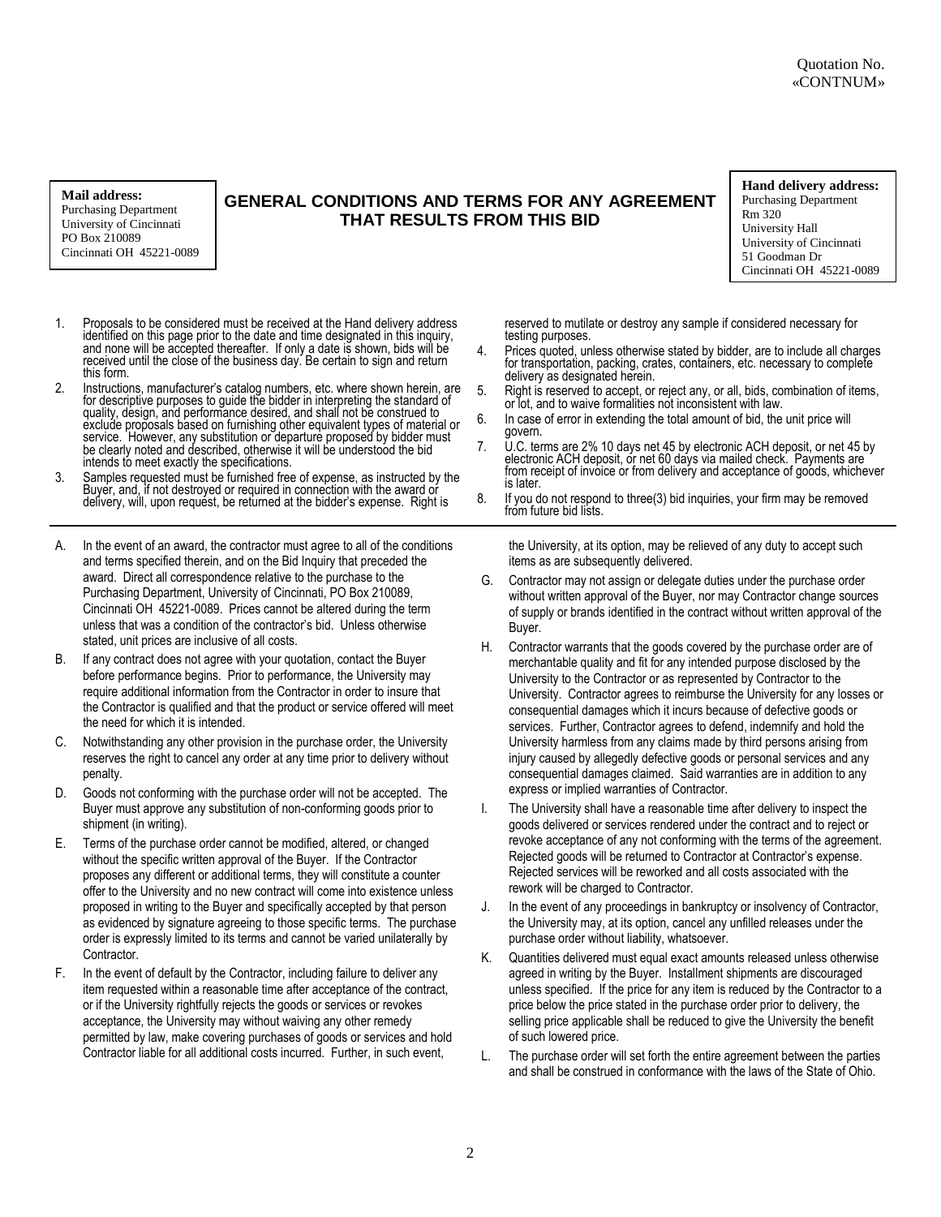Quotation No.
«CONTNUM»

**Mail address:**
Purchasing Department
University of Cincinnati
PO Box 210089
Cincinnati OH 45221-0089

## GENERAL CONDITIONS AND TERMS FOR ANY AGREEMENT THAT RESULTS FROM THIS BID

**Hand delivery address:**
Purchasing Department
Rm 320
University Hall
University of Cincinnati
51 Goodman Dr
Cincinnati OH 45221-0089

1. Proposals to be considered must be received at the Hand delivery address identified on this page prior to the date and time designated in this inquiry, and none will be accepted thereafter. If only a date is shown, bids will be received until the close of the business day. Be certain to sign and return this form.
2. Instructions, manufacturer's catalog numbers, etc. where shown herein, are for descriptive purposes to guide the bidder in interpreting the standard of quality, design, and performance desired, and shall not be construed to exclude proposals based on furnishing other equivalent types of material or service. However, any substitution or departure proposed by bidder must be clearly noted and described, otherwise it will be understood the bid intends to meet exactly the specifications.
3. Samples requested must be furnished free of expense, as instructed by the Buyer, and, if not destroyed or required in connection with the award or delivery, will, upon request, be returned at the bidder's expense. Right is reserved to mutilate or destroy any sample if considered necessary for testing purposes.
4. Prices quoted, unless otherwise stated by bidder, are to include all charges for transportation, packing, crates, containers, etc. necessary to complete delivery as designated herein.
5. Right is reserved to accept, or reject any, or all, bids, combination of items, or lot, and to waive formalities not inconsistent with law.
6. In case of error in extending the total amount of bid, the unit price will govern.
7. U.C. terms are 2% 10 days net 45 by electronic ACH deposit, or net 45 by electronic ACH deposit, or net 60 days via mailed check. Payments are from receipt of invoice or from delivery and acceptance of goods, whichever is later.
8. If you do not respond to three(3) bid inquiries, your firm may be removed from future bid lists.

---

A. In the event of an award, the contractor must agree to all of the conditions and terms specified therein, and on the Bid Inquiry that preceded the award. Direct all correspondence relative to the purchase to the Purchasing Department, University of Cincinnati, PO Box 210089, Cincinnati OH 45221-0089. Prices cannot be altered during the term unless that was a condition of the contractor's bid. Unless otherwise stated, unit prices are inclusive of all costs.

B. If any contract does not agree with your quotation, contact the Buyer before performance begins. Prior to performance, the University may require additional information from the Contractor in order to insure that the Contractor is qualified and that the product or service offered will meet the need for which it is intended.

C. Notwithstanding any other provision in the purchase order, the University reserves the right to cancel any order at any time prior to delivery without penalty.

D. Goods not conforming with the purchase order will not be accepted. The Buyer must approve any substitution of non-conforming goods prior to shipment (in writing).

E. Terms of the purchase order cannot be modified, altered, or changed without the specific written approval of the Buyer. If the Contractor proposes any different or additional terms, they will constitute a counter offer to the University and no new contract will come into existence unless proposed in writing to the Buyer and specifically accepted by that person as evidenced by signature agreeing to those specific terms. The purchase order is expressly limited to its terms and cannot be varied unilaterally by Contractor.

F. In the event of default by the Contractor, including failure to deliver any item requested within a reasonable time after acceptance of the contract, or if the University rightfully rejects the goods or services or revokes acceptance, the University may without waiving any other remedy permitted by law, make covering purchases of goods or services and hold Contractor liable for all additional costs incurred. Further, in such event, the University, at its option, may be relieved of any duty to accept such items as are subsequently delivered.

G. Contractor may not assign or delegate duties under the purchase order without written approval of the Buyer, nor may Contractor change sources of supply or brands identified in the contract without written approval of the Buyer.

H. Contractor warrants that the goods covered by the purchase order are of merchantable quality and fit for any intended purpose disclosed by the University to the Contractor or as represented by Contractor to the University. Contractor agrees to reimburse the University for any losses or consequential damages which it incurs because of defective goods or services. Further, Contractor agrees to defend, indemnify and hold the University harmless from any claims made by third persons arising from injury caused by allegedly defective goods or personal services and any consequential damages claimed. Said warranties are in addition to any express or implied warranties of Contractor.

I. The University shall have a reasonable time after delivery to inspect the goods delivered or services rendered under the contract and to reject or revoke acceptance of any not conforming with the terms of the agreement. Rejected goods will be returned to Contractor at Contractor's expense. Rejected services will be reworked and all costs associated with the rework will be charged to Contractor.

J. In the event of any proceedings in bankruptcy or insolvency of Contractor, the University may, at its option, cancel any unfilled releases under the purchase order without liability, whatsoever.

K. Quantities delivered must equal exact amounts released unless otherwise agreed in writing by the Buyer. Installment shipments are discouraged unless specified. If the price for any item is reduced by the Contractor to a price below the price stated in the purchase order prior to delivery, the selling price applicable shall be reduced to give the University the benefit of such lowered price.

L. The purchase order will set forth the entire agreement between the parties and shall be construed in conformance with the laws of the State of Ohio.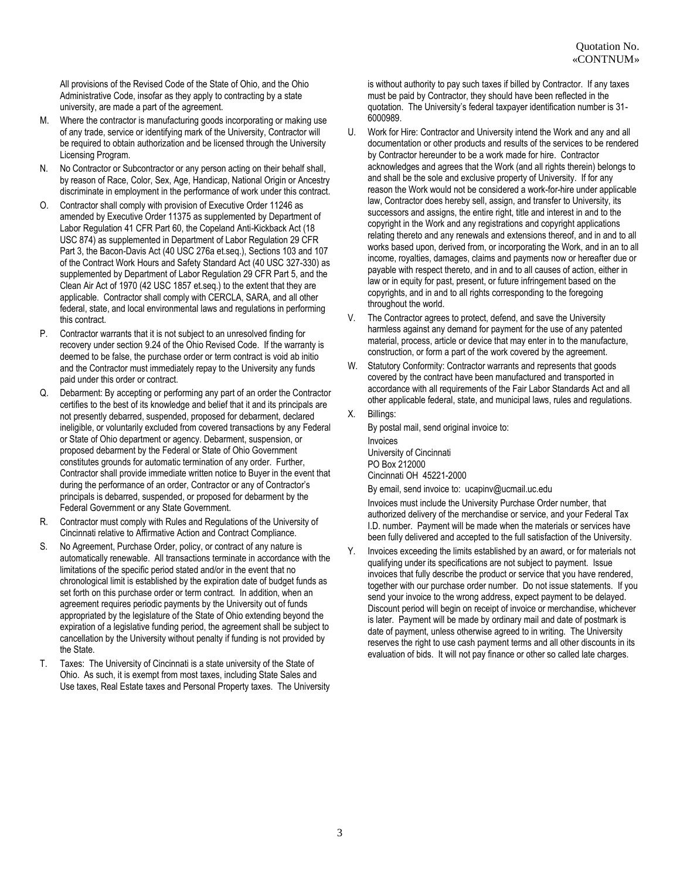All provisions of the Revised Code of the State of Ohio, and the Ohio Administrative Code, insofar as they apply to contracting by a state university, are made a part of the agreement.

M. Where the contractor is manufacturing goods incorporating or making use of any trade, service or identifying mark of the University, Contractor will be required to obtain authorization and be licensed through the University Licensing Program.

N. No Contractor or Subcontractor or any person acting on their behalf shall, by reason of Race, Color, Sex, Age, Handicap, National Origin or Ancestry discriminate in employment in the performance of work under this contract.

O. Contractor shall comply with provision of Executive Order 11246 as amended by Executive Order 11375 as supplemented by Department of Labor Regulation 41 CFR Part 60, the Copeland Anti-Kickback Act (18 USC 874) as supplemented in Department of Labor Regulation 29 CFR Part 3, the Bacon-Davis Act (40 USC 276a et.seq.), Sections 103 and 107 of the Contract Work Hours and Safety Standard Act (40 USC 327-330) as supplemented by Department of Labor Regulation 29 CFR Part 5, and the Clean Air Act of 1970 (42 USC 1857 et.seq.) to the extent that they are applicable. Contractor shall comply with CERCLA, SARA, and all other federal, state, and local environmental laws and regulations in performing this contract.

P. Contractor warrants that it is not subject to an unresolved finding for recovery under section 9.24 of the Ohio Revised Code. If the warranty is deemed to be false, the purchase order or term contract is void ab initio and the Contractor must immediately repay to the University any funds paid under this order or contract.

Q. Debarment: By accepting or performing any part of an order the Contractor certifies to the best of its knowledge and belief that it and its principals are not presently debarred, suspended, proposed for debarment, declared ineligible, or voluntarily excluded from covered transactions by any Federal or State of Ohio department or agency. Debarment, suspension, or proposed debarment by the Federal or State of Ohio Government constitutes grounds for automatic termination of any order. Further, Contractor shall provide immediate written notice to Buyer in the event that during the performance of an order, Contractor or any of Contractor's principals is debarred, suspended, or proposed for debarment by the Federal Government or any State Government.

R. Contractor must comply with Rules and Regulations of the University of Cincinnati relative to Affirmative Action and Contract Compliance.

S. No Agreement, Purchase Order, policy, or contract of any nature is automatically renewable. All transactions terminate in accordance with the limitations of the specific period stated and/or in the event that no chronological limit is established by the expiration date of budget funds as set forth on this purchase order or term contract. In addition, when an agreement requires periodic payments by the University out of funds appropriated by the legislature of the State of Ohio extending beyond the expiration of a legislative funding period, the agreement shall be subject to cancellation by the University without penalty if funding is not provided by the State.

T. Taxes: The University of Cincinnati is a state university of the State of Ohio. As such, it is exempt from most taxes, including State Sales and Use taxes, Real Estate taxes and Personal Property taxes. The University is without authority to pay such taxes if billed by Contractor. If any taxes must be paid by Contractor, they should have been reflected in the quotation. The University's federal taxpayer identification number is 31-6000989.

U. Work for Hire: Contractor and University intend the Work and any and all documentation or other products and results of the services to be rendered by Contractor hereunder to be a work made for hire. Contractor acknowledges and agrees that the Work (and all rights therein) belongs to and shall be the sole and exclusive property of University. If for any reason the Work would not be considered a work-for-hire under applicable law, Contractor does hereby sell, assign, and transfer to University, its successors and assigns, the entire right, title and interest in and to the copyright in the Work and any registrations and copyright applications relating thereto and any renewals and extensions thereof, and in and to all works based upon, derived from, or incorporating the Work, and in an to all income, royalties, damages, claims and payments now or hereafter due or payable with respect thereto, and in and to all causes of action, either in law or in equity for past, present, or future infringement based on the copyrights, and in and to all rights corresponding to the foregoing throughout the world.

V. The Contractor agrees to protect, defend, and save the University harmless against any demand for payment for the use of any patented material, process, article or device that may enter in to the manufacture, construction, or form a part of the work covered by the agreement.

W. Statutory Conformity: Contractor warrants and represents that goods covered by the contract have been manufactured and transported in accordance with all requirements of the Fair Labor Standards Act and all other applicable federal, state, and municipal laws, rules and regulations.

X. Billings:

By postal mail, send original invoice to:

Invoices
University of Cincinnati
PO Box 212000
Cincinnati OH 45221-2000

By email, send invoice to: ucapinv@ucmail.uc.edu

Invoices must include the University Purchase Order number, that authorized delivery of the merchandise or service, and your Federal Tax I.D. number. Payment will be made when the materials or services have been fully delivered and accepted to the full satisfaction of the University.

Y. Invoices exceeding the limits established by an award, or for materials not qualifying under its specifications are not subject to payment. Issue invoices that fully describe the product or service that you have rendered, together with our purchase order number. Do not issue statements. If you send your invoice to the wrong address, expect payment to be delayed. Discount period will begin on receipt of invoice or merchandise, whichever is later. Payment will be made by ordinary mail and date of postmark is date of payment, unless otherwise agreed to in writing. The University reserves the right to use cash payment terms and all other discounts in its evaluation of bids. It will not pay finance or other so called late charges.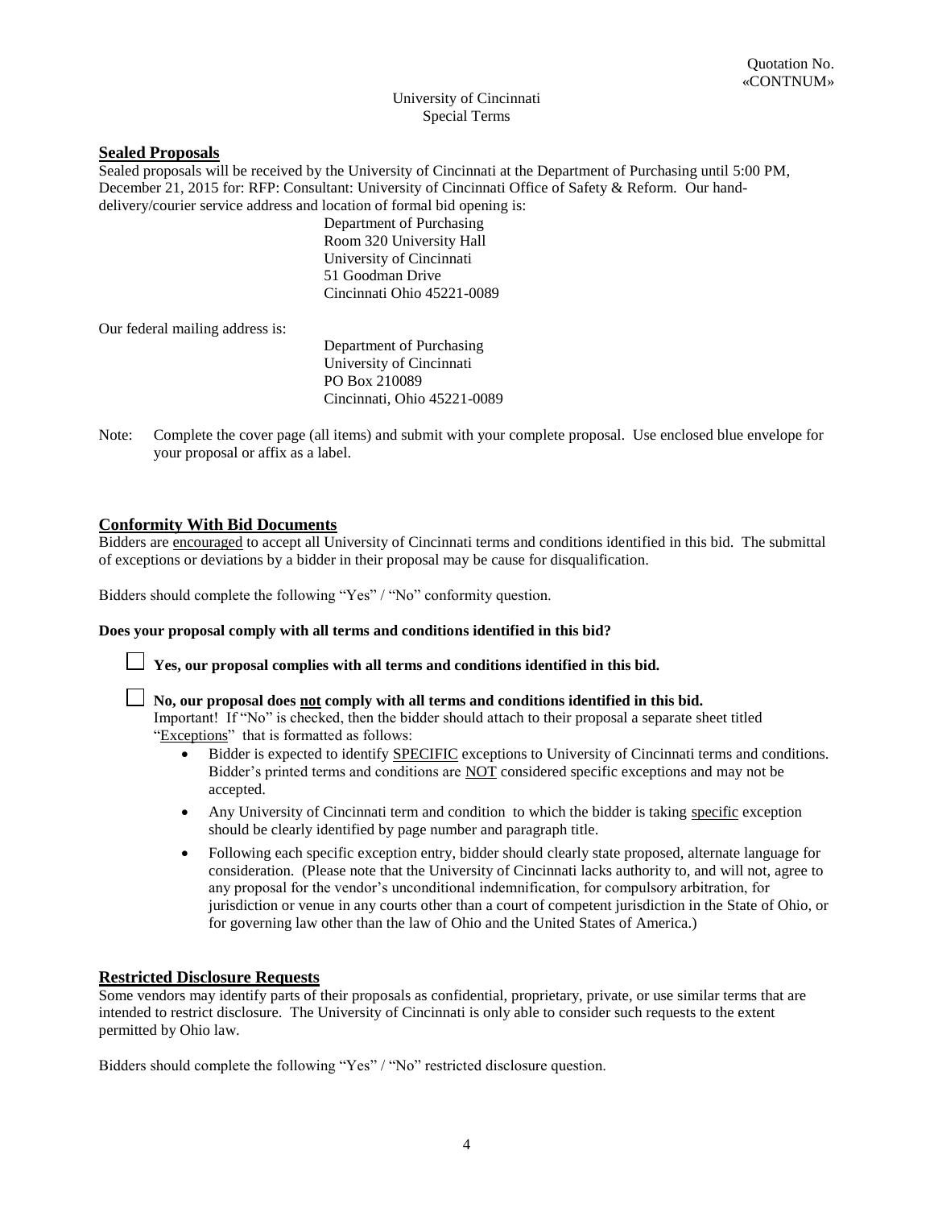Quotation No.
«CONTNUM»

University of Cincinnati
Special Terms

## Sealed Proposals

Sealed proposals will be received by the University of Cincinnati at the Department of Purchasing until 5:00 PM, December 21, 2015 for: RFP: Consultant: University of Cincinnati Office of Safety & Reform. Our hand-delivery/courier service address and location of formal bid opening is:

Department of Purchasing
Room 320 University Hall
University of Cincinnati
51 Goodman Drive
Cincinnati Ohio 45221-0089

Our federal mailing address is:

Department of Purchasing
University of Cincinnati
PO Box 210089
Cincinnati, Ohio 45221-0089

Note: Complete the cover page (all items) and submit with your complete proposal. Use enclosed blue envelope for your proposal or affix as a label.

## Conformity With Bid Documents

Bidders are encouraged to accept all University of Cincinnati terms and conditions identified in this bid. The submittal of exceptions or deviations by a bidder in their proposal may be cause for disqualification.

Bidders should complete the following "Yes" / "No" conformity question.

**Does your proposal comply with all terms and conditions identified in this bid?**

☐ **Yes, our proposal complies with all terms and conditions identified in this bid.**

☐ **No, our proposal does not comply with all terms and conditions identified in this bid.**
Important! If "No" is checked, then the bidder should attach to their proposal a separate sheet titled "Exceptions" that is formatted as follows:

- Bidder is expected to identify SPECIFIC exceptions to University of Cincinnati terms and conditions. Bidder's printed terms and conditions are NOT considered specific exceptions and may not be accepted.
- Any University of Cincinnati term and condition to which the bidder is taking specific exception should be clearly identified by page number and paragraph title.
- Following each specific exception entry, bidder should clearly state proposed, alternate language for consideration. (Please note that the University of Cincinnati lacks authority to, and will not, agree to any proposal for the vendor's unconditional indemnification, for compulsory arbitration, for jurisdiction or venue in any courts other than a court of competent jurisdiction in the State of Ohio, or for governing law other than the law of Ohio and the United States of America.)

## Restricted Disclosure Requests

Some vendors may identify parts of their proposals as confidential, proprietary, private, or use similar terms that are intended to restrict disclosure. The University of Cincinnati is only able to consider such requests to the extent permitted by Ohio law.

Bidders should complete the following "Yes" / "No" restricted disclosure question.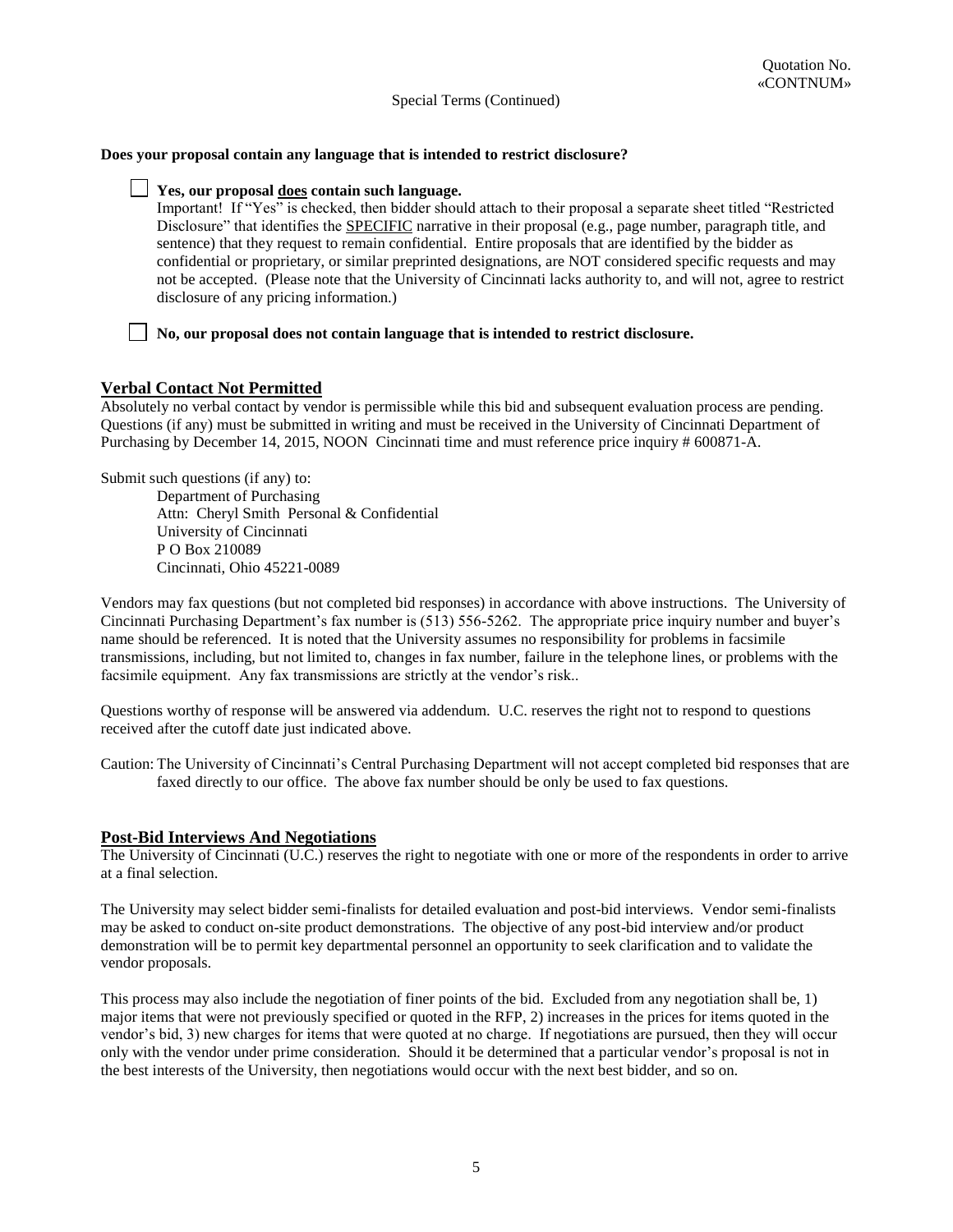Quotation No.
«CONTNUM»

Special Terms (Continued)

**Does your proposal contain any language that is intended to restrict disclosure?**

☐ **Yes, our proposal <u>does</u> contain such language.**
Important! If "Yes" is checked, then bidder should attach to their proposal a separate sheet titled "Restricted Disclosure" that identifies the <u>SPECIFIC</u> narrative in their proposal (e.g., page number, paragraph title, and sentence) that they request to remain confidential. Entire proposals that are identified by the bidder as confidential or proprietary, or similar preprinted designations, are NOT considered specific requests and may not be accepted. (Please note that the University of Cincinnati lacks authority to, and will not, agree to restrict disclosure of any pricing information.)

☐ **No, our proposal does not contain language that is intended to restrict disclosure.**

## Verbal Contact Not Permitted

Absolutely no verbal contact by vendor is permissible while this bid and subsequent evaluation process are pending. Questions (if any) must be submitted in writing and must be received in the University of Cincinnati Department of Purchasing by December 14, 2015, NOON Cincinnati time and must reference price inquiry # 600871-A.

Submit such questions (if any) to:

Department of Purchasing
Attn: Cheryl Smith Personal & Confidential
University of Cincinnati
P O Box 210089
Cincinnati, Ohio 45221-0089

Vendors may fax questions (but not completed bid responses) in accordance with above instructions. The University of Cincinnati Purchasing Department's fax number is (513) 556-5262. The appropriate price inquiry number and buyer's name should be referenced. It is noted that the University assumes no responsibility for problems in facsimile transmissions, including, but not limited to, changes in fax number, failure in the telephone lines, or problems with the facsimile equipment. Any fax transmissions are strictly at the vendor's risk..

Questions worthy of response will be answered via addendum. U.C. reserves the right not to respond to questions received after the cutoff date just indicated above.

Caution: The University of Cincinnati's Central Purchasing Department will not accept completed bid responses that are faxed directly to our office. The above fax number should be only be used to fax questions.

## Post-Bid Interviews And Negotiations

The University of Cincinnati (U.C.) reserves the right to negotiate with one or more of the respondents in order to arrive at a final selection.

The University may select bidder semi-finalists for detailed evaluation and post-bid interviews. Vendor semi-finalists may be asked to conduct on-site product demonstrations. The objective of any post-bid interview and/or product demonstration will be to permit key departmental personnel an opportunity to seek clarification and to validate the vendor proposals.

This process may also include the negotiation of finer points of the bid. Excluded from any negotiation shall be, 1) major items that were not previously specified or quoted in the RFP, 2) increases in the prices for items quoted in the vendor's bid, 3) new charges for items that were quoted at no charge. If negotiations are pursued, then they will occur only with the vendor under prime consideration. Should it be determined that a particular vendor's proposal is not in the best interests of the University, then negotiations would occur with the next best bidder, and so on.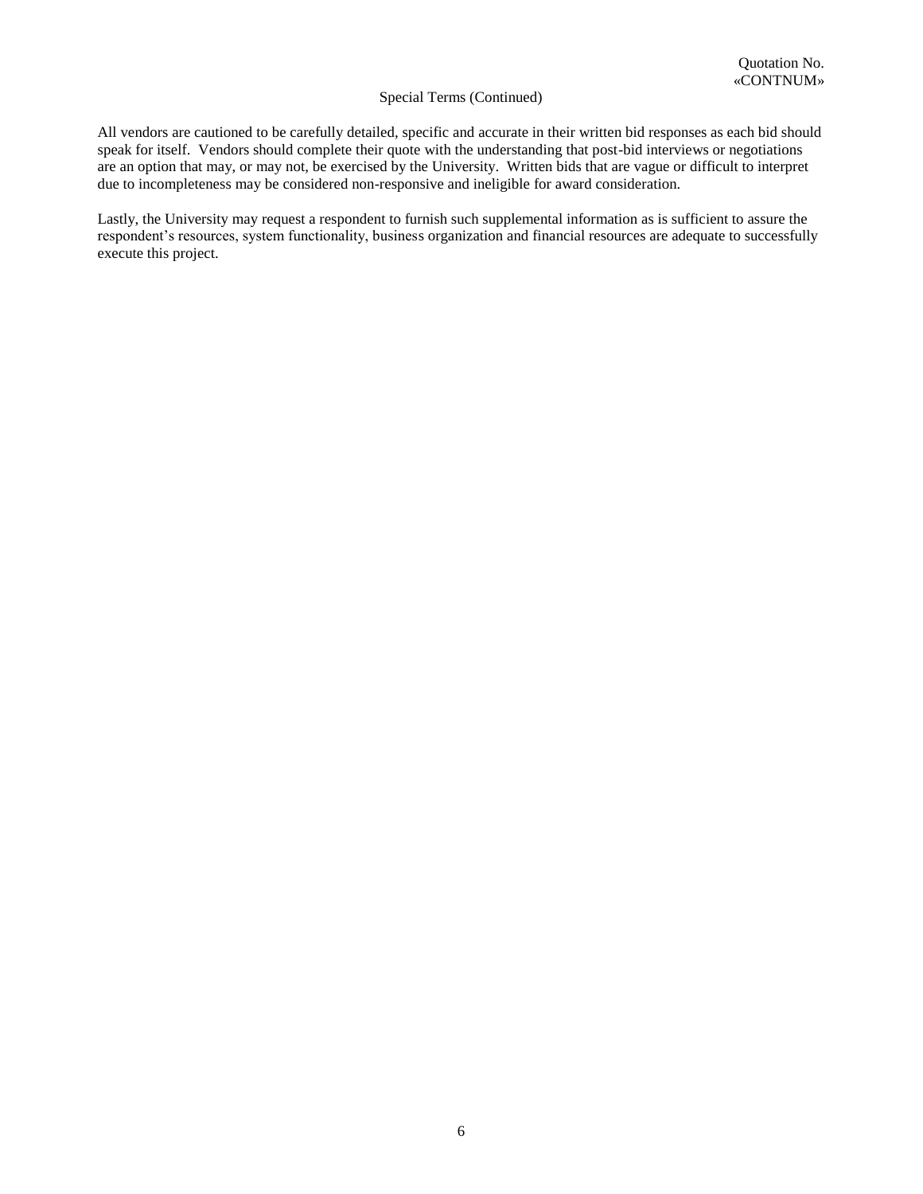Quotation No. «CONTNUM»

Special Terms (Continued)

All vendors are cautioned to be carefully detailed, specific and accurate in their written bid responses as each bid should speak for itself. Vendors should complete their quote with the understanding that post-bid interviews or negotiations are an option that may, or may not, be exercised by the University. Written bids that are vague or difficult to interpret due to incompleteness may be considered non-responsive and ineligible for award consideration.

Lastly, the University may request a respondent to furnish such supplemental information as is sufficient to assure the respondent's resources, system functionality, business organization and financial resources are adequate to successfully execute this project.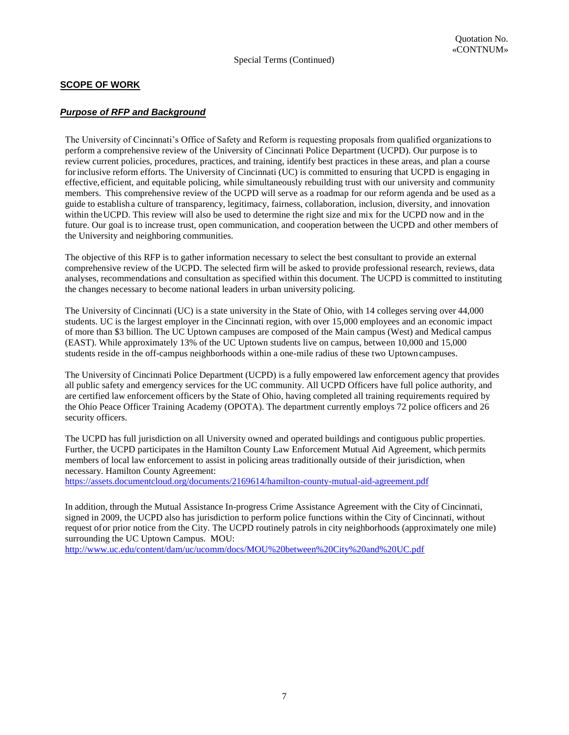Quotation No.
«CONTNUM»

Special Terms (Continued)

## **SCOPE OF WORK**

### ***Purpose of RFP and Background***

The University of Cincinnati's Office of Safety and Reform is requesting proposals from qualified organizations to perform a comprehensive review of the University of Cincinnati Police Department (UCPD). Our purpose is to review current policies, procedures, practices, and training, identify best practices in these areas, and plan a course for inclusive reform efforts. The University of Cincinnati (UC) is committed to ensuring that UCPD is engaging in effective, efficient, and equitable policing, while simultaneously rebuilding trust with our university and community members. This comprehensive review of the UCPD will serve as a roadmap for our reform agenda and be used as a guide to establish a culture of transparency, legitimacy, fairness, collaboration, inclusion, diversity, and innovation within the UCPD. This review will also be used to determine the right size and mix for the UCPD now and in the future. Our goal is to increase trust, open communication, and cooperation between the UCPD and other members of the University and neighboring communities.

The objective of this RFP is to gather information necessary to select the best consultant to provide an external comprehensive review of the UCPD. The selected firm will be asked to provide professional research, reviews, data analyses, recommendations and consultation as specified within this document. The UCPD is committed to instituting the changes necessary to become national leaders in urban university policing.

The University of Cincinnati (UC) is a state university in the State of Ohio, with 14 colleges serving over 44,000 students. UC is the largest employer in the Cincinnati region, with over 15,000 employees and an economic impact of more than $3 billion. The UC Uptown campuses are composed of the Main campus (West) and Medical campus (EAST). While approximately 13% of the UC Uptown students live on campus, between 10,000 and 15,000 students reside in the off-campus neighborhoods within a one-mile radius of these two Uptown campuses.

The University of Cincinnati Police Department (UCPD) is a fully empowered law enforcement agency that provides all public safety and emergency services for the UC community. All UCPD Officers have full police authority, and are certified law enforcement officers by the State of Ohio, having completed all training requirements required by the Ohio Peace Officer Training Academy (OPOTA). The department currently employs 72 police officers and 26 security officers.

The UCPD has full jurisdiction on all University owned and operated buildings and contiguous public properties. Further, the UCPD participates in the Hamilton County Law Enforcement Mutual Aid Agreement, which permits members of local law enforcement to assist in policing areas traditionally outside of their jurisdiction, when necessary. Hamilton County Agreement:
https://assets.documentcloud.org/documents/2169614/hamilton-county-mutual-aid-agreement.pdf

In addition, through the Mutual Assistance In-progress Crime Assistance Agreement with the City of Cincinnati, signed in 2009, the UCPD also has jurisdiction to perform police functions within the City of Cincinnati, without request of or prior notice from the City. The UCPD routinely patrols in city neighborhoods (approximately one mile) surrounding the UC Uptown Campus. MOU:
http://www.uc.edu/content/dam/uc/ucomm/docs/MOU%20between%20City%20and%20UC.pdf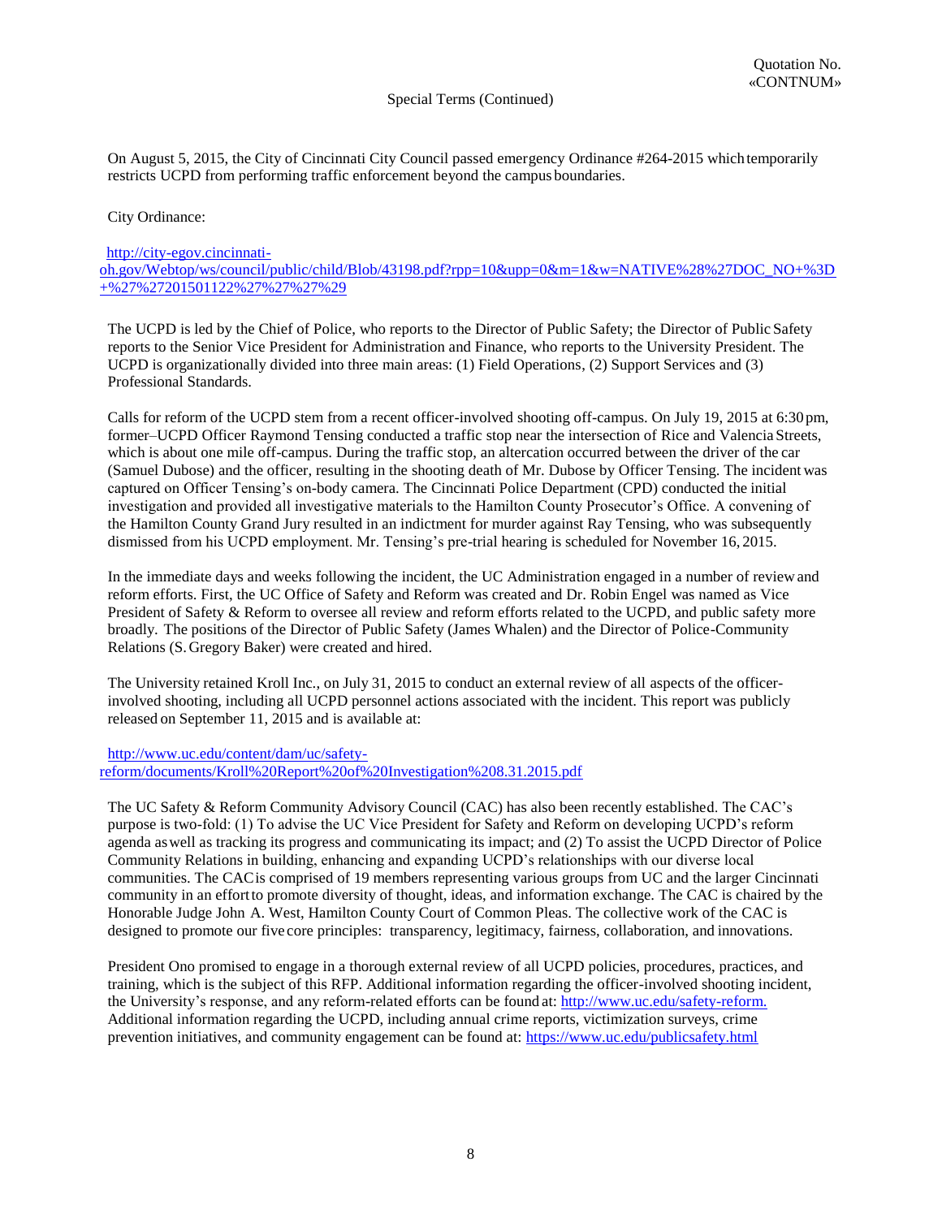Quotation No.
«CONTNUM»

Special Terms (Continued)

On August 5, 2015, the City of Cincinnati City Council passed emergency Ordinance #264-2015 which temporarily restricts UCPD from performing traffic enforcement beyond the campus boundaries.

City Ordinance:

http://city-egov.cincinnati-oh.gov/Webtop/ws/council/public/child/Blob/43198.pdf?rpp=10&upp=0&m=1&w=NATIVE%28%27DOC_NO+%3D+%27%27201501122%27%27%27%29

The UCPD is led by the Chief of Police, who reports to the Director of Public Safety; the Director of Public Safety reports to the Senior Vice President for Administration and Finance, who reports to the University President. The UCPD is organizationally divided into three main areas: (1) Field Operations, (2) Support Services and (3) Professional Standards.

Calls for reform of the UCPD stem from a recent officer-involved shooting off-campus. On July 19, 2015 at 6:30 pm, former–UCPD Officer Raymond Tensing conducted a traffic stop near the intersection of Rice and Valencia Streets, which is about one mile off-campus. During the traffic stop, an altercation occurred between the driver of the car (Samuel Dubose) and the officer, resulting in the shooting death of Mr. Dubose by Officer Tensing. The incident was captured on Officer Tensing's on-body camera. The Cincinnati Police Department (CPD) conducted the initial investigation and provided all investigative materials to the Hamilton County Prosecutor's Office. A convening of the Hamilton County Grand Jury resulted in an indictment for murder against Ray Tensing, who was subsequently dismissed from his UCPD employment. Mr. Tensing's pre-trial hearing is scheduled for November 16, 2015.

In the immediate days and weeks following the incident, the UC Administration engaged in a number of review and reform efforts. First, the UC Office of Safety and Reform was created and Dr. Robin Engel was named as Vice President of Safety & Reform to oversee all review and reform efforts related to the UCPD, and public safety more broadly. The positions of the Director of Public Safety (James Whalen) and the Director of Police-Community Relations (S. Gregory Baker) were created and hired.

The University retained Kroll Inc., on July 31, 2015 to conduct an external review of all aspects of the officer-involved shooting, including all UCPD personnel actions associated with the incident. This report was publicly released on September 11, 2015 and is available at:

http://www.uc.edu/content/dam/uc/safety-reform/documents/Kroll%20Report%20of%20Investigation%208.31.2015.pdf

The UC Safety & Reform Community Advisory Council (CAC) has also been recently established. The CAC's purpose is two-fold: (1) To advise the UC Vice President for Safety and Reform on developing UCPD's reform agenda as well as tracking its progress and communicating its impact; and (2) To assist the UCPD Director of Police Community Relations in building, enhancing and expanding UCPD's relationships with our diverse local communities. The CAC is comprised of 19 members representing various groups from UC and the larger Cincinnati community in an effort to promote diversity of thought, ideas, and information exchange. The CAC is chaired by the Honorable Judge John A. West, Hamilton County Court of Common Pleas. The collective work of the CAC is designed to promote our five core principles: transparency, legitimacy, fairness, collaboration, and innovations.

President Ono promised to engage in a thorough external review of all UCPD policies, procedures, practices, and training, which is the subject of this RFP. Additional information regarding the officer-involved shooting incident, the University's response, and any reform-related efforts can be found at: http://www.uc.edu/safety-reform. Additional information regarding the UCPD, including annual crime reports, victimization surveys, crime prevention initiatives, and community engagement can be found at: https://www.uc.edu/publicsafety.html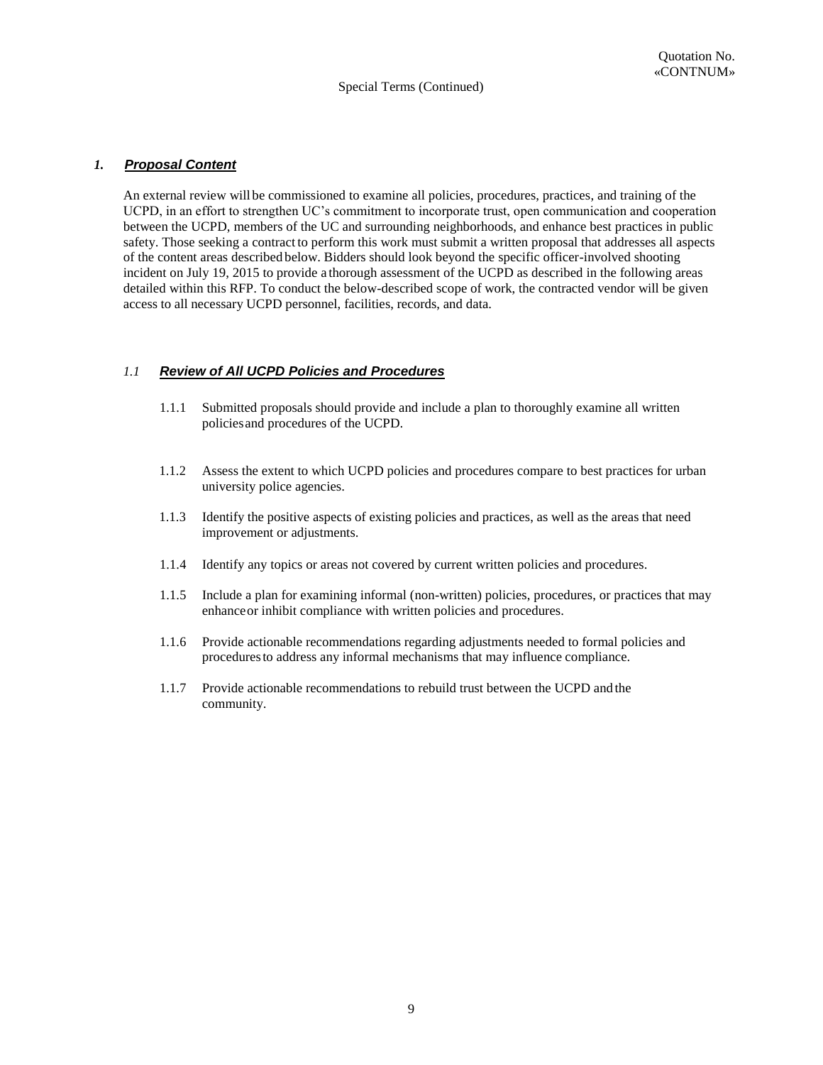## *1. **Proposal Content***

An external review will be commissioned to examine all policies, procedures, practices, and training of the UCPD, in an effort to strengthen UC's commitment to incorporate trust, open communication and cooperation between the UCPD, members of the UC and surrounding neighborhoods, and enhance best practices in public safety. Those seeking a contract to perform this work must submit a written proposal that addresses all aspects of the content areas described below. Bidders should look beyond the specific officer-involved shooting incident on July 19, 2015 to provide a thorough assessment of the UCPD as described in the following areas detailed within this RFP. To conduct the below-described scope of work, the contracted vendor will be given access to all necessary UCPD personnel, facilities, records, and data.

### *1.1 **Review of All UCPD Policies and Procedures***

1.1.1 Submitted proposals should provide and include a plan to thoroughly examine all written policies and procedures of the UCPD.

1.1.2 Assess the extent to which UCPD policies and procedures compare to best practices for urban university police agencies.

1.1.3 Identify the positive aspects of existing policies and practices, as well as the areas that need improvement or adjustments.

1.1.4 Identify any topics or areas not covered by current written policies and procedures.

1.1.5 Include a plan for examining informal (non-written) policies, procedures, or practices that may enhance or inhibit compliance with written policies and procedures.

1.1.6 Provide actionable recommendations regarding adjustments needed to formal policies and procedures to address any informal mechanisms that may influence compliance.

1.1.7 Provide actionable recommendations to rebuild trust between the UCPD and the community.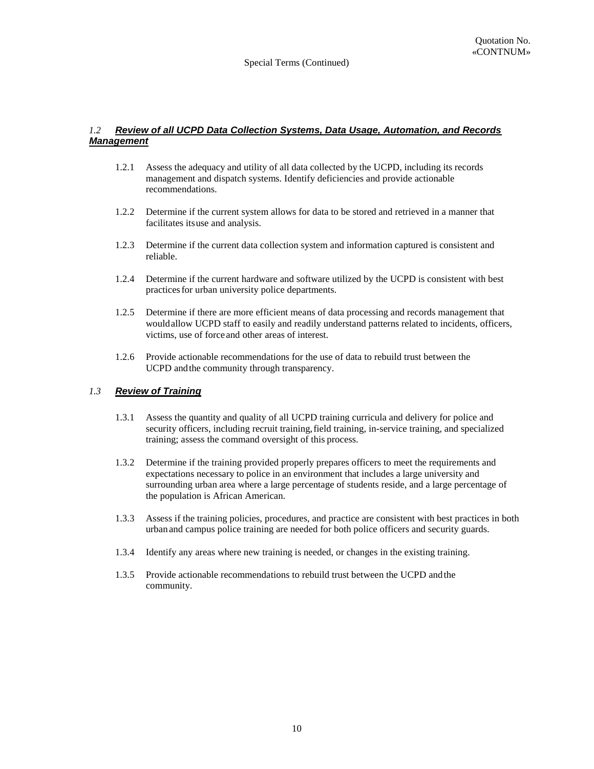### *1.2* ***Review of all UCPD Data Collection Systems, Data Usage, Automation, and Records Management***

1.2.1 Assess the adequacy and utility of all data collected by the UCPD, including its records management and dispatch systems. Identify deficiencies and provide actionable recommendations.

1.2.2 Determine if the current system allows for data to be stored and retrieved in a manner that facilitates its use and analysis.

1.2.3 Determine if the current data collection system and information captured is consistent and reliable.

1.2.4 Determine if the current hardware and software utilized by the UCPD is consistent with best practices for urban university police departments.

1.2.5 Determine if there are more efficient means of data processing and records management that would allow UCPD staff to easily and readily understand patterns related to incidents, officers, victims, use of force and other areas of interest.

1.2.6 Provide actionable recommendations for the use of data to rebuild trust between the UCPD and the community through transparency.

### *1.3* ***Review of Training***

1.3.1 Assess the quantity and quality of all UCPD training curricula and delivery for police and security officers, including recruit training, field training, in-service training, and specialized training; assess the command oversight of this process.

1.3.2 Determine if the training provided properly prepares officers to meet the requirements and expectations necessary to police in an environment that includes a large university and surrounding urban area where a large percentage of students reside, and a large percentage of the population is African American.

1.3.3 Assess if the training policies, procedures, and practice are consistent with best practices in both urban and campus police training are needed for both police officers and security guards.

1.3.4 Identify any areas where new training is needed, or changes in the existing training.

1.3.5 Provide actionable recommendations to rebuild trust between the UCPD and the community.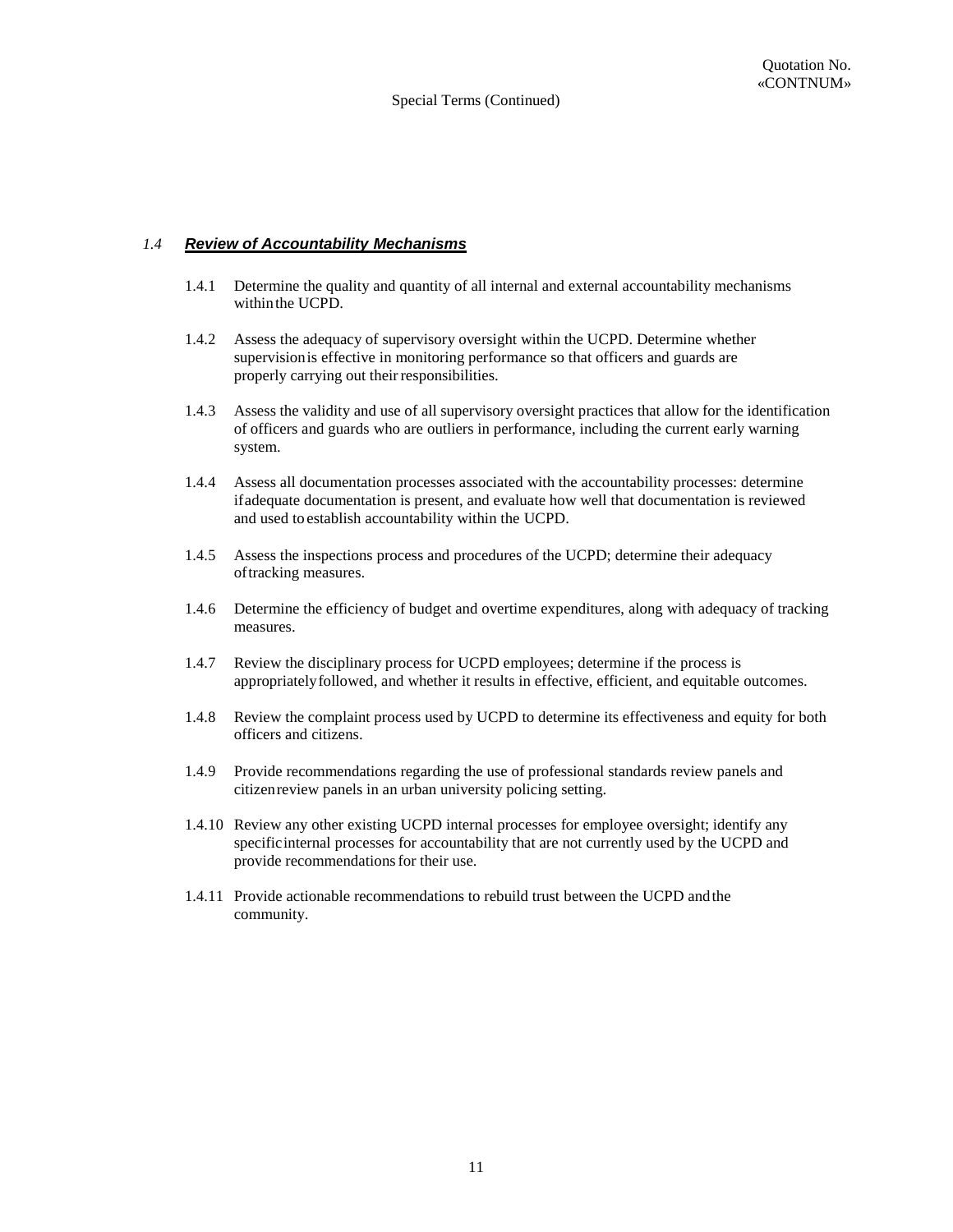### *1.4* ***Review of Accountability Mechanisms***

1.4.1 Determine the quality and quantity of all internal and external accountability mechanisms within the UCPD.

1.4.2 Assess the adequacy of supervisory oversight within the UCPD. Determine whether supervision is effective in monitoring performance so that officers and guards are properly carrying out their responsibilities.

1.4.3 Assess the validity and use of all supervisory oversight practices that allow for the identification of officers and guards who are outliers in performance, including the current early warning system.

1.4.4 Assess all documentation processes associated with the accountability processes: determine if adequate documentation is present, and evaluate how well that documentation is reviewed and used to establish accountability within the UCPD.

1.4.5 Assess the inspections process and procedures of the UCPD; determine their adequacy of tracking measures.

1.4.6 Determine the efficiency of budget and overtime expenditures, along with adequacy of tracking measures.

1.4.7 Review the disciplinary process for UCPD employees; determine if the process is appropriately followed, and whether it results in effective, efficient, and equitable outcomes.

1.4.8 Review the complaint process used by UCPD to determine its effectiveness and equity for both officers and citizens.

1.4.9 Provide recommendations regarding the use of professional standards review panels and citizen review panels in an urban university policing setting.

1.4.10 Review any other existing UCPD internal processes for employee oversight; identify any specific internal processes for accountability that are not currently used by the UCPD and provide recommendations for their use.

1.4.11 Provide actionable recommendations to rebuild trust between the UCPD and the community.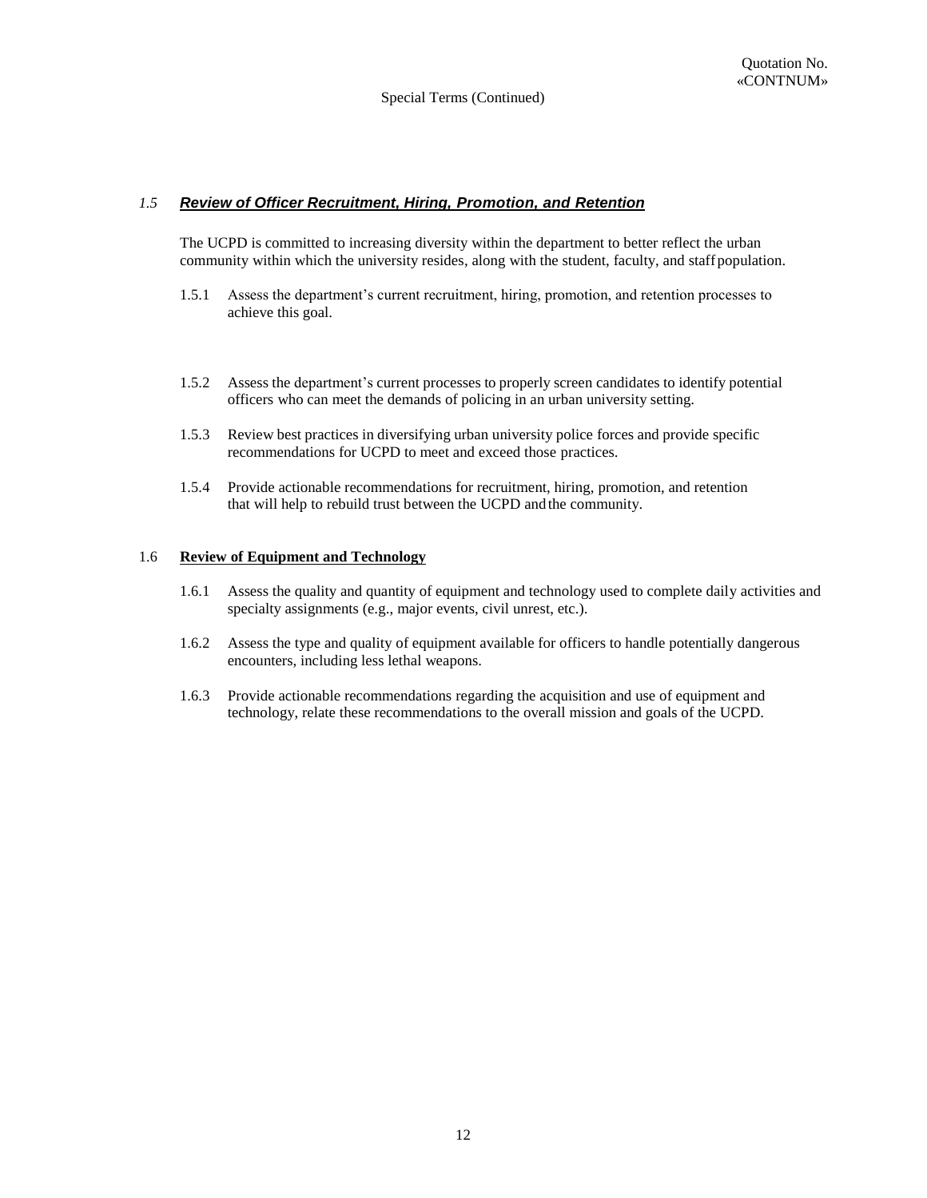### *1.5* ***Review of Officer Recruitment, Hiring, Promotion, and Retention***

The UCPD is committed to increasing diversity within the department to better reflect the urban community within which the university resides, along with the student, faculty, and staff population.

1.5.1 Assess the department's current recruitment, hiring, promotion, and retention processes to achieve this goal.

1.5.2 Assess the department's current processes to properly screen candidates to identify potential officers who can meet the demands of policing in an urban university setting.

1.5.3 Review best practices in diversifying urban university police forces and provide specific recommendations for UCPD to meet and exceed those practices.

1.5.4 Provide actionable recommendations for recruitment, hiring, promotion, and retention that will help to rebuild trust between the UCPD and the community.

### 1.6 **Review of Equipment and Technology**

1.6.1 Assess the quality and quantity of equipment and technology used to complete daily activities and specialty assignments (e.g., major events, civil unrest, etc.).

1.6.2 Assess the type and quality of equipment available for officers to handle potentially dangerous encounters, including less lethal weapons.

1.6.3 Provide actionable recommendations regarding the acquisition and use of equipment and technology, relate these recommendations to the overall mission and goals of the UCPD.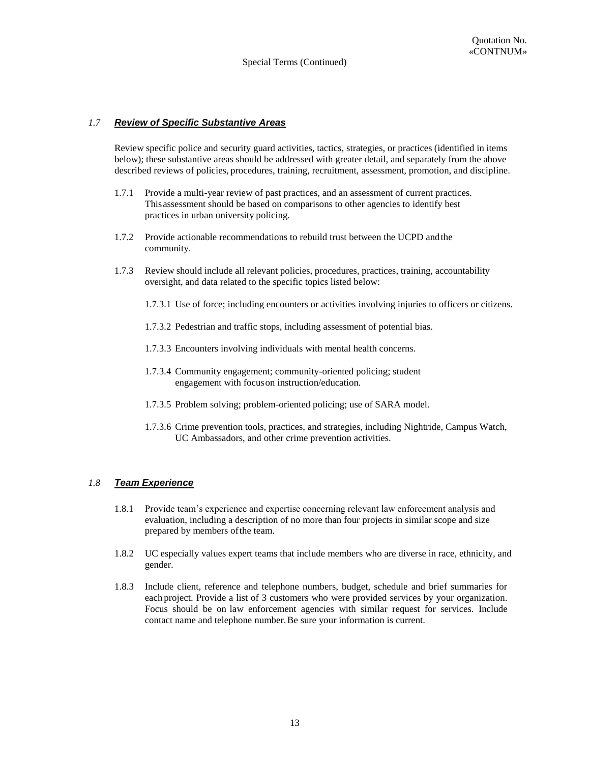### *1.7* ***Review of Specific Substantive Areas***

Review specific police and security guard activities, tactics, strategies, or practices (identified in items below); these substantive areas should be addressed with greater detail, and separately from the above described reviews of policies, procedures, training, recruitment, assessment, promotion, and discipline.

1.7.1 Provide a multi-year review of past practices, and an assessment of current practices. This assessment should be based on comparisons to other agencies to identify best practices in urban university policing.

1.7.2 Provide actionable recommendations to rebuild trust between the UCPD and the community.

1.7.3 Review should include all relevant policies, procedures, practices, training, accountability oversight, and data related to the specific topics listed below:

1.7.3.1 Use of force; including encounters or activities involving injuries to officers or citizens.

1.7.3.2 Pedestrian and traffic stops, including assessment of potential bias.

1.7.3.3 Encounters involving individuals with mental health concerns.

1.7.3.4 Community engagement; community-oriented policing; student engagement with focus on instruction/education.

1.7.3.5 Problem solving; problem-oriented policing; use of SARA model.

1.7.3.6 Crime prevention tools, practices, and strategies, including Nightride, Campus Watch, UC Ambassadors, and other crime prevention activities.

### *1.8* ***Team Experience***

1.8.1 Provide team's experience and expertise concerning relevant law enforcement analysis and evaluation, including a description of no more than four projects in similar scope and size prepared by members of the team.

1.8.2 UC especially values expert teams that include members who are diverse in race, ethnicity, and gender.

1.8.3 Include client, reference and telephone numbers, budget, schedule and brief summaries for each project. Provide a list of 3 customers who were provided services by your organization. Focus should be on law enforcement agencies with similar request for services. Include contact name and telephone number. Be sure your information is current.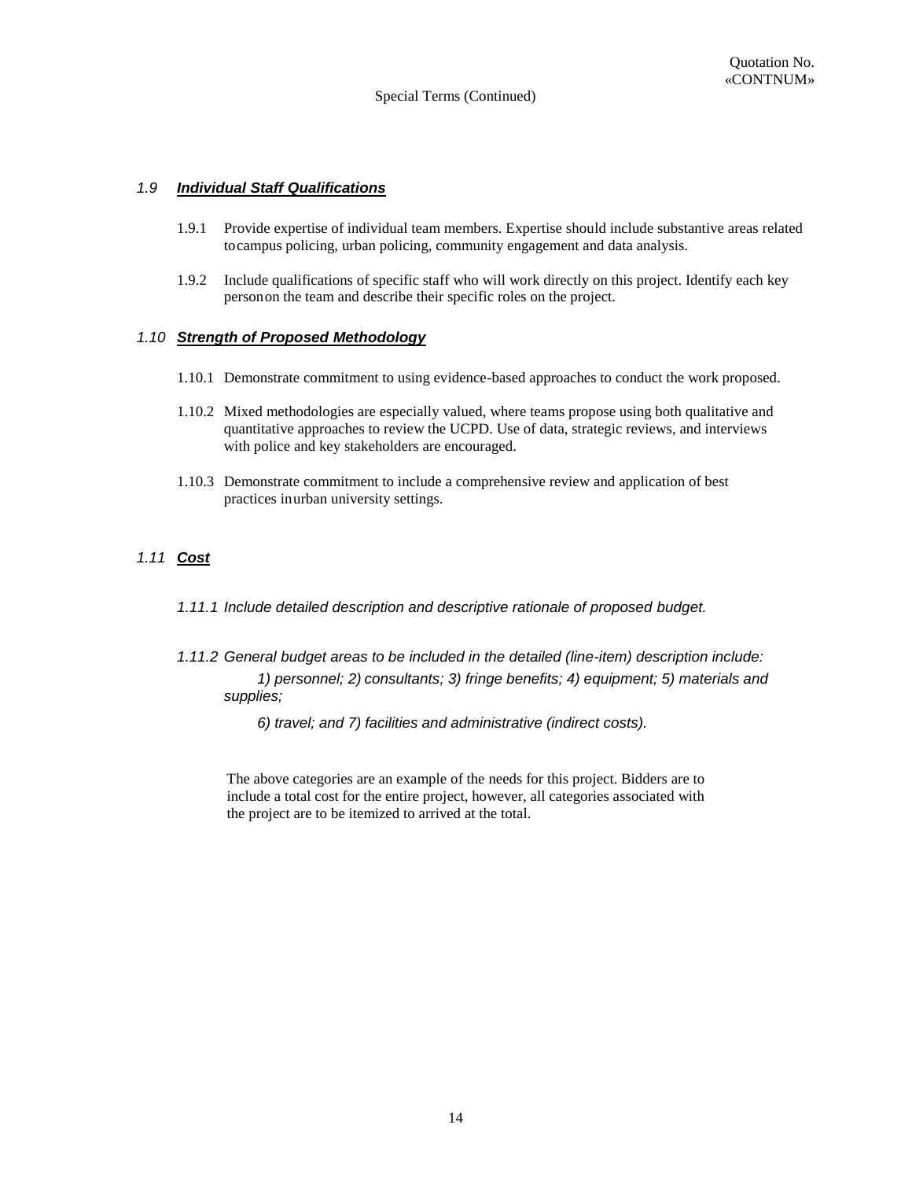### *1.9* ***Individual Staff Qualifications***

1.9.1 Provide expertise of individual team members. Expertise should include substantive areas related tocampus policing, urban policing, community engagement and data analysis.

1.9.2 Include qualifications of specific staff who will work directly on this project. Identify each key personon the team and describe their specific roles on the project.

### *1.10* ***Strength of Proposed Methodology***

1.10.1 Demonstrate commitment to using evidence-based approaches to conduct the work proposed.

1.10.2 Mixed methodologies are especially valued, where teams propose using both qualitative and quantitative approaches to review the UCPD. Use of data, strategic reviews, and interviews with police and key stakeholders are encouraged.

1.10.3 Demonstrate commitment to include a comprehensive review and application of best practices inurban university settings.

### *1.11* ***Cost***

*1.11.1 Include detailed description and descriptive rationale of proposed budget.*

*1.11.2 General budget areas to be included in the detailed (line-item) description include:*

*1) personnel; 2) consultants; 3) fringe benefits; 4) equipment; 5) materials and supplies;*

*6) travel; and 7) facilities and administrative (indirect costs).*

The above categories are an example of the needs for this project. Bidders are to include a total cost for the entire project, however, all categories associated with the project are to be itemized to arrived at the total.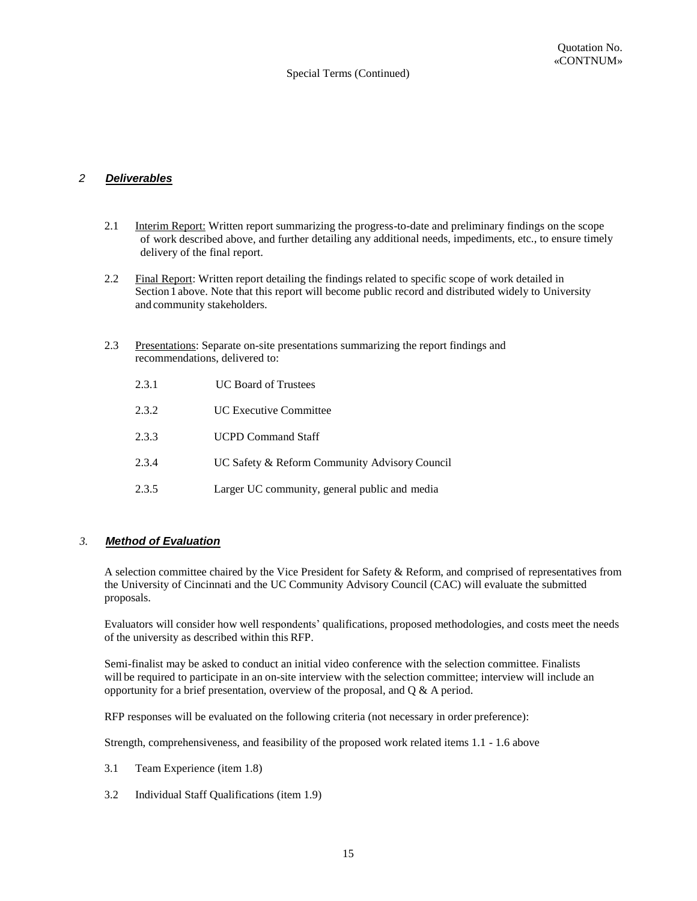## 2 Deliverables

2.1 Interim Report: Written report summarizing the progress-to-date and preliminary findings on the scope of work described above, and further detailing any additional needs, impediments, etc., to ensure timely delivery of the final report.

2.2 Final Report: Written report detailing the findings related to specific scope of work detailed in Section 1 above. Note that this report will become public record and distributed widely to University and community stakeholders.

2.3 Presentations: Separate on-site presentations summarizing the report findings and recommendations, delivered to:

2.3.1 UC Board of Trustees

2.3.2 UC Executive Committee

2.3.3 UCPD Command Staff

2.3.4 UC Safety & Reform Community Advisory Council

2.3.5 Larger UC community, general public and media

## 3. Method of Evaluation

A selection committee chaired by the Vice President for Safety & Reform, and comprised of representatives from the University of Cincinnati and the UC Community Advisory Council (CAC) will evaluate the submitted proposals.

Evaluators will consider how well respondents' qualifications, proposed methodologies, and costs meet the needs of the university as described within this RFP.

Semi-finalist may be asked to conduct an initial video conference with the selection committee. Finalists will be required to participate in an on-site interview with the selection committee; interview will include an opportunity for a brief presentation, overview of the proposal, and Q & A period.

RFP responses will be evaluated on the following criteria (not necessary in order preference):

Strength, comprehensiveness, and feasibility of the proposed work related items 1.1 - 1.6 above

3.1 Team Experience (item 1.8)

3.2 Individual Staff Qualifications (item 1.9)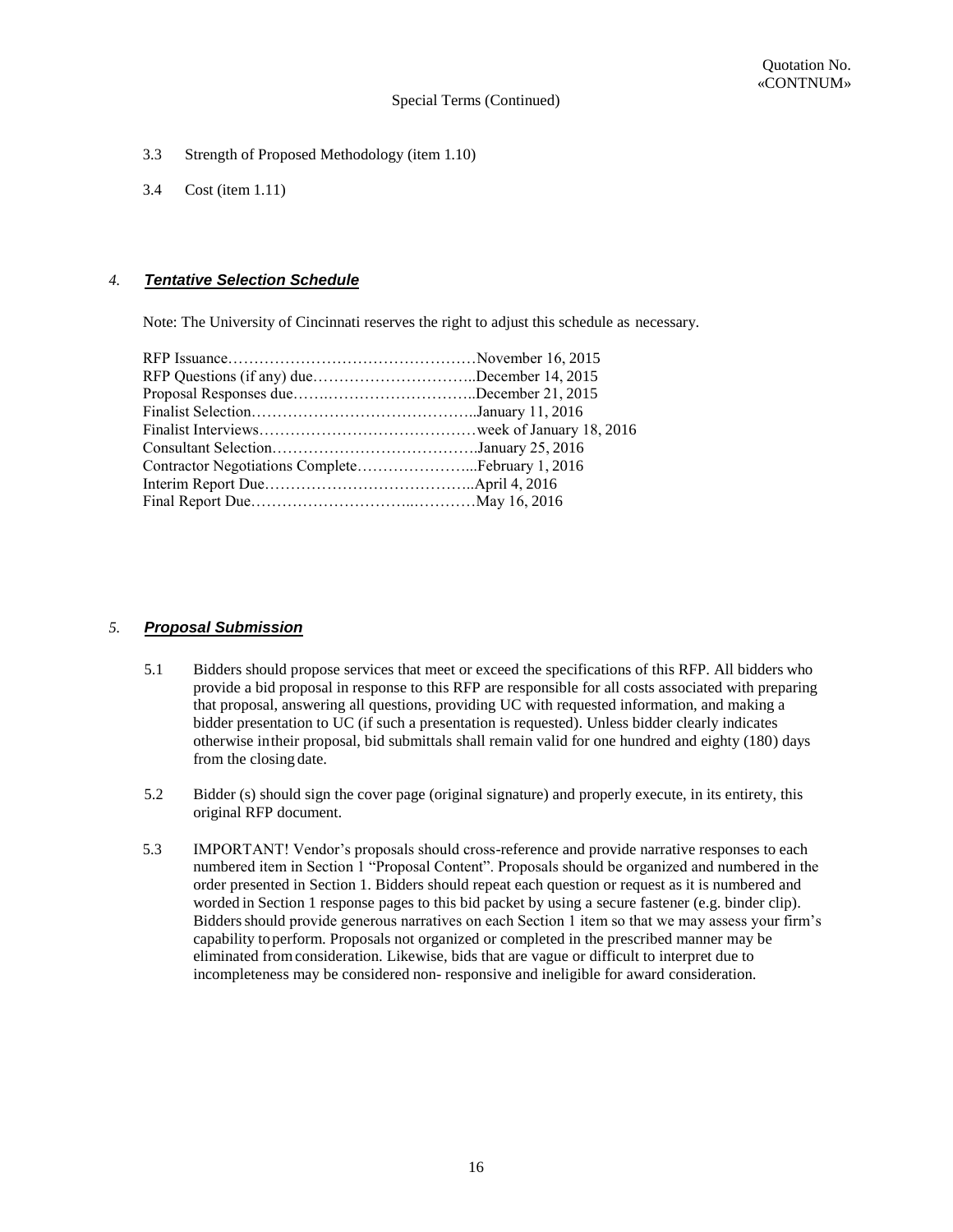3.3 Strength of Proposed Methodology (item 1.10)

3.4 Cost (item 1.11)

## 4. ***Tentative Selection Schedule***

Note: The University of Cincinnati reserves the right to adjust this schedule as necessary.

RFP Issuance…………………………………………November 16, 2015
RFP Questions (if any) due…………………………..December 14, 2015
Proposal Responses due……..………………………..December 21, 2015
Finalist Selection……………………………………..January 11, 2016
Finalist Interviews……………………………………week of January 18, 2016
Consultant Selection………………………………….January 25, 2016
Contractor Negotiations Complete…………………...February 1, 2016
Interim Report Due…………………………………..April 4, 2016
Final Report Due………………………..…………May 16, 2016

## 5. ***Proposal Submission***

5.1 Bidders should propose services that meet or exceed the specifications of this RFP. All bidders who provide a bid proposal in response to this RFP are responsible for all costs associated with preparing that proposal, answering all questions, providing UC with requested information, and making a bidder presentation to UC (if such a presentation is requested). Unless bidder clearly indicates otherwise in their proposal, bid submittals shall remain valid for one hundred and eighty (180) days from the closing date.

5.2 Bidder (s) should sign the cover page (original signature) and properly execute, in its entirety, this original RFP document.

5.3 IMPORTANT! Vendor's proposals should cross-reference and provide narrative responses to each numbered item in Section 1 "Proposal Content". Proposals should be organized and numbered in the order presented in Section 1. Bidders should repeat each question or request as it is numbered and worded in Section 1 response pages to this bid packet by using a secure fastener (e.g. binder clip). Bidders should provide generous narratives on each Section 1 item so that we may assess your firm's capability to perform. Proposals not organized or completed in the prescribed manner may be eliminated from consideration. Likewise, bids that are vague or difficult to interpret due to incompleteness may be considered non- responsive and ineligible for award consideration.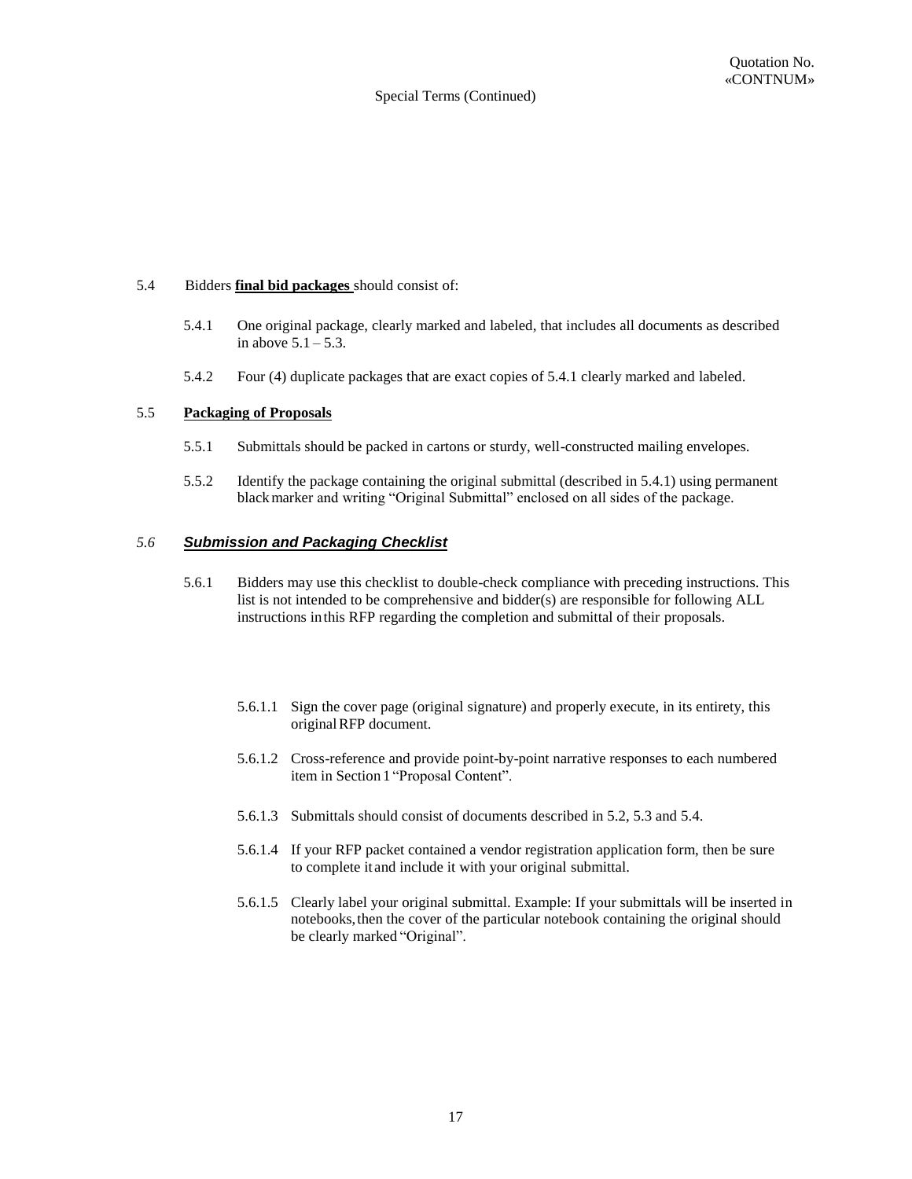5.4 Bidders **final bid packages** should consist of:

5.4.1 One original package, clearly marked and labeled, that includes all documents as described in above 5.1 – 5.3.

5.4.2 Four (4) duplicate packages that are exact copies of 5.4.1 clearly marked and labeled.

5.5 **Packaging of Proposals**

5.5.1 Submittals should be packed in cartons or sturdy, well-constructed mailing envelopes.

5.5.2 Identify the package containing the original submittal (described in 5.4.1) using permanent black marker and writing "Original Submittal" enclosed on all sides of the package.

*5.6* ***Submission and Packaging Checklist***

5.6.1 Bidders may use this checklist to double-check compliance with preceding instructions. This list is not intended to be comprehensive and bidder(s) are responsible for following ALL instructions in this RFP regarding the completion and submittal of their proposals.

5.6.1.1 Sign the cover page (original signature) and properly execute, in its entirety, this original RFP document.

5.6.1.2 Cross-reference and provide point-by-point narrative responses to each numbered item in Section 1 "Proposal Content".

5.6.1.3 Submittals should consist of documents described in 5.2, 5.3 and 5.4.

5.6.1.4 If your RFP packet contained a vendor registration application form, then be sure to complete it and include it with your original submittal.

5.6.1.5 Clearly label your original submittal. Example: If your submittals will be inserted in notebooks, then the cover of the particular notebook containing the original should be clearly marked "Original".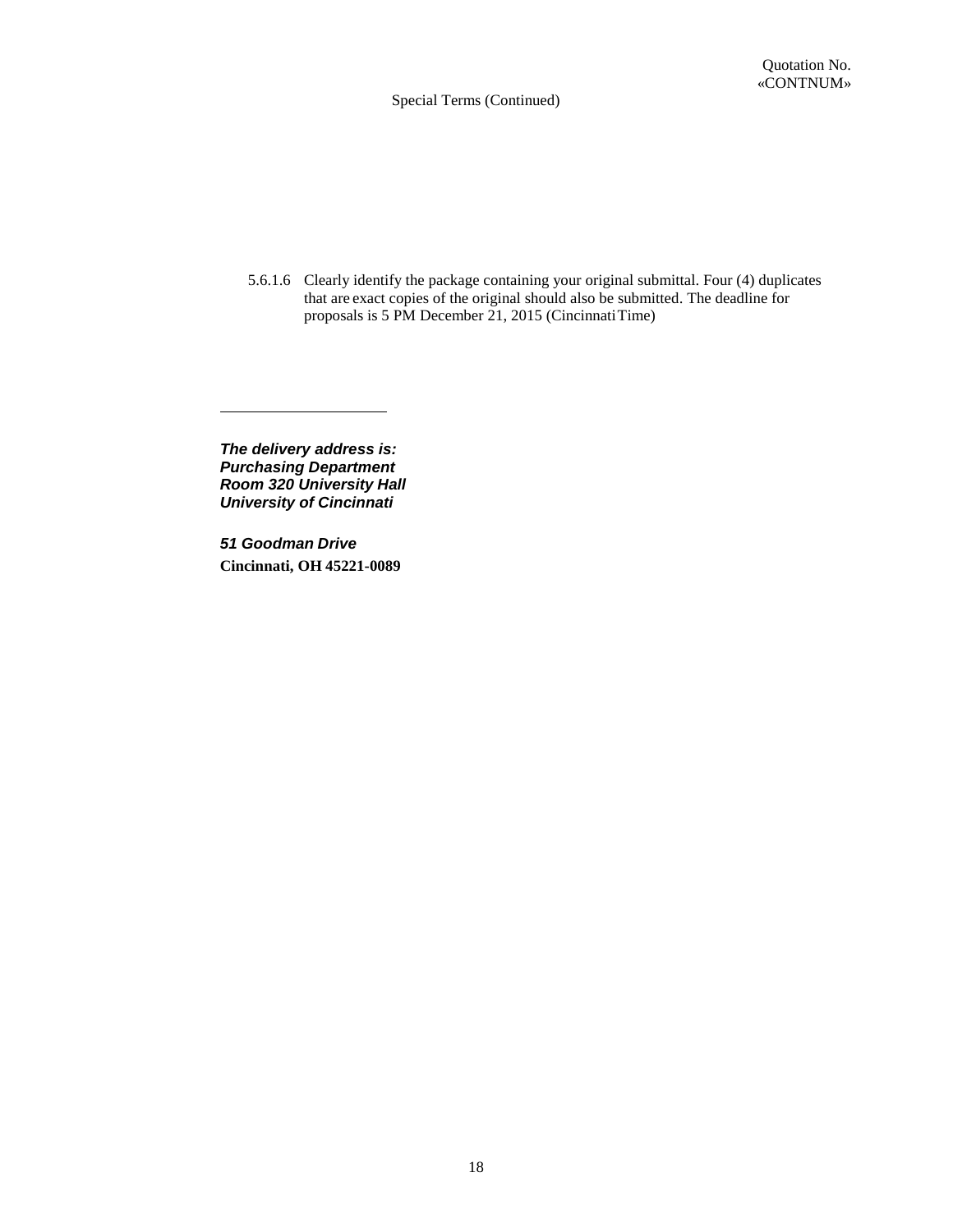Quotation No. «CONTNUM»

Special Terms (Continued)

5.6.1.6 Clearly identify the package containing your original submittal. Four (4) duplicates that are exact copies of the original should also be submitted. The deadline for proposals is 5 PM December 21, 2015 (Cincinnati Time)

---

***The delivery address is:***
***Purchasing Department***
***Room 320 University Hall***
***University of Cincinnati***

***51 Goodman Drive***
**Cincinnati, OH 45221-0089**